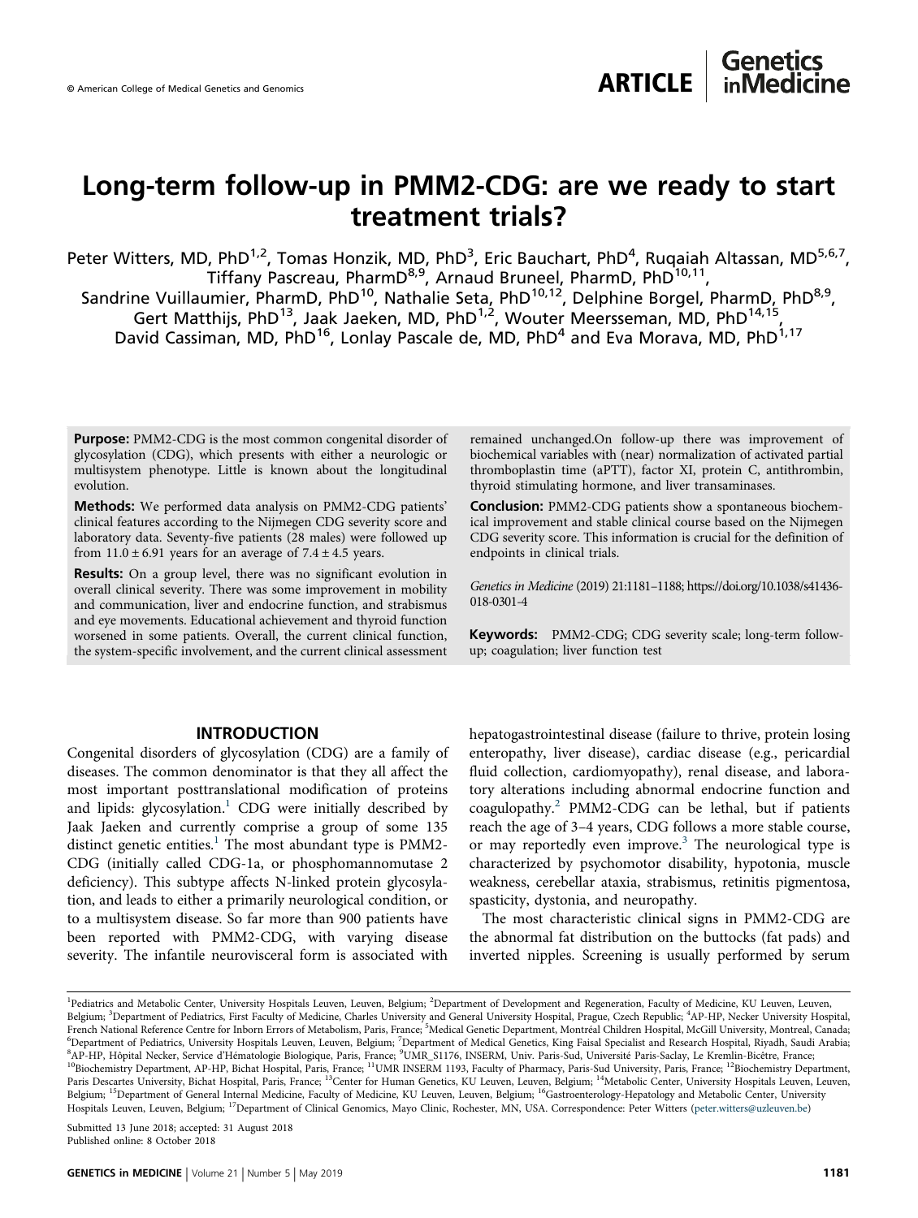© American College of Medical Genetics and Genomics

ARTICLE | Genetics inMedicine

# Long-term follow-up in PMM2-CDG: are we ready to start treatment trials?

Peter Witters, MD, PhD[1,2], Tomas Honzik, MD, PhD[3], Eric Bauchart, PhD[4], Ruqaiah Altassan, MD[5,6,7], Tiffany Pascreau, PharmD[8,9], Arnaud Bruneel, PharmD, PhD[10,11], Sandrine Vuillaumier, PharmD, PhD[10], Nathalie Seta, PhD[10,12], Delphine Borgel, PharmD, PhD[8,9], Gert Matthijs, PhD[13], Jaak Jaeken, MD, PhD[1,2], Wouter Meersseman, MD, PhD[14,15], David Cassiman, MD, PhD[16], Lonlay Pascale de, MD, PhD[4] and Eva Morava, MD, PhD[1,17]

**Purpose:** PMM2-CDG is the most common congenital disorder of glycosylation (CDG), which presents with either a neurologic or multisystem phenotype. Little is known about the longitudinal evolution.

**Methods:** We performed data analysis on PMM2-CDG patients' clinical features according to the Nijmegen CDG severity score and laboratory data. Seventy-five patients (28 males) were followed up from 11.0 ± 6.91 years for an average of 7.4 ± 4.5 years.

**Results:** On a group level, there was no significant evolution in overall clinical severity. There was some improvement in mobility and communication, liver and endocrine function, and strabismus and eye movements. Educational achievement and thyroid function worsened in some patients. Overall, the current clinical function, the system-specific involvement, and the current clinical assessment remained unchanged.On follow-up there was improvement of biochemical variables with (near) normalization of activated partial thromboplastin time (aPTT), factor XI, protein C, antithrombin, thyroid stimulating hormone, and liver transaminases.

**Conclusion:** PMM2-CDG patients show a spontaneous biochemical improvement and stable clinical course based on the Nijmegen CDG severity score. This information is crucial for the definition of endpoints in clinical trials.

*Genetics in Medicine* (2019) 21:1181–1188; https://doi.org/10.1038/s41436-018-0301-4

**Keywords:** PMM2-CDG; CDG severity scale; long-term follow-up; coagulation; liver function test

## INTRODUCTION

Congenital disorders of glycosylation (CDG) are a family of diseases. The common denominator is that they all affect the most important posttranslational modification of proteins and lipids: glycosylation.[1] CDG were initially described by Jaak Jaeken and currently comprise a group of some 135 distinct genetic entities.[1] The most abundant type is PMM2-CDG (initially called CDG-1a, or phosphomannomutase 2 deficiency). This subtype affects N-linked protein glycosylation, and leads to either a primarily neurological condition, or to a multisystem disease. So far more than 900 patients have been reported with PMM2-CDG, with varying disease severity. The infantile neurovisceral form is associated with hepatogastrointestinal disease (failure to thrive, protein losing enteropathy, liver disease), cardiac disease (e.g., pericardial fluid collection, cardiomyopathy), renal disease, and laboratory alterations including abnormal endocrine function and coagulopathy.[2] PMM2-CDG can be lethal, but if patients reach the age of 3–4 years, CDG follows a more stable course, or may reportedly even improve.[3] The neurological type is characterized by psychomotor disability, hypotonia, muscle weakness, cerebellar ataxia, strabismus, retinitis pigmentosa, spasticity, dystonia, and neuropathy.

The most characteristic clinical signs in PMM2-CDG are the abnormal fat distribution on the buttocks (fat pads) and inverted nipples. Screening is usually performed by serum

[1]Pediatrics and Metabolic Center, University Hospitals Leuven, Leuven, Belgium; [2]Department of Development and Regeneration, Faculty of Medicine, KU Leuven, Leuven, Belgium; [3]Department of Pediatrics, First Faculty of Medicine, Charles University and General University Hospital, Prague, Czech Republic; [4]AP-HP, Necker University Hospital, French National Reference Centre for Inborn Errors of Metabolism, Paris, France; [5]Medical Genetic Department, Montréal Children Hospital, McGill University, Montreal, Canada; [6]Department of Pediatrics, University Hospitals Leuven, Leuven, Belgium; [7]Department of Medical Genetics, King Faisal Specialist and Research Hospital, Riyadh, Saudi Arabia; [8]AP-HP, Hôpital Necker, Service d'Hématologie Biologique, Paris, France; [9]UMR_S1176, INSERM, Univ. Paris-Sud, Université Paris-Saclay, Le Kremlin-Bicêtre, France; [10]Biochemistry Department, AP-HP, Bichat Hospital, Paris, France; [11]UMR INSERM 1193, Faculty of Pharmacy, Paris-Sud University, Paris, France; [12]Biochemistry Department, Paris Descartes University, Bichat Hospital, Paris, France; [13]Center for Human Genetics, KU Leuven, Leuven, Belgium; [14]Metabolic Center, University Hospitals Leuven, Leuven, Belgium; [15]Department of General Internal Medicine, Faculty of Medicine, KU Leuven, Leuven, Belgium; [16]Gastroenterology-Hepatology and Metabolic Center, University Hospitals Leuven, Leuven, Belgium; [17]Department of Clinical Genomics, Mayo Clinic, Rochester, MN, USA. Correspondence: Peter Witters (peter.witters@uzleuven.be)

Submitted 13 June 2018; accepted: 31 August 2018
Published online: 8 October 2018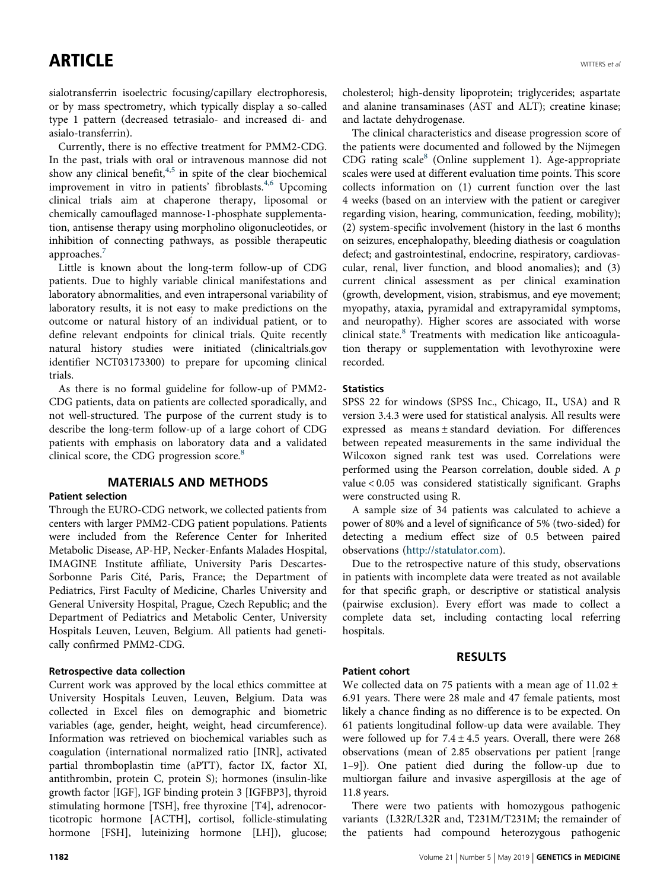sialotransferrin isoelectric focusing/capillary electrophoresis, or by mass spectrometry, which typically display a so-called type 1 pattern (decreased tetrasialo- and increased di- and asialo-transferrin).

Currently, there is no effective treatment for PMM2-CDG. In the past, trials with oral or intravenous mannose did not show any clinical benefit,[4,5] in spite of the clear biochemical improvement in vitro in patients' fibroblasts.[4,6] Upcoming clinical trials aim at chaperone therapy, liposomal or chemically camouflaged mannose-1-phosphate supplementation, antisense therapy using morpholino oligonucleotides, or inhibition of connecting pathways, as possible therapeutic approaches.[7]

Little is known about the long-term follow-up of CDG patients. Due to highly variable clinical manifestations and laboratory abnormalities, and even intrapersonal variability of laboratory results, it is not easy to make predictions on the outcome or natural history of an individual patient, or to define relevant endpoints for clinical trials. Quite recently natural history studies were initiated (clinicaltrials.gov identifier NCT03173300) to prepare for upcoming clinical trials.

As there is no formal guideline for follow-up of PMM2-CDG patients, data on patients are collected sporadically, and not well-structured. The purpose of the current study is to describe the long-term follow-up of a large cohort of CDG patients with emphasis on laboratory data and a validated clinical score, the CDG progression score.[8]

## MATERIALS AND METHODS

### Patient selection

Through the EURO-CDG network, we collected patients from centers with larger PMM2-CDG patient populations. Patients were included from the Reference Center for Inherited Metabolic Disease, AP-HP, Necker-Enfants Malades Hospital, IMAGINE Institute affiliate, University Paris Descartes-Sorbonne Paris Cité, Paris, France; the Department of Pediatrics, First Faculty of Medicine, Charles University and General University Hospital, Prague, Czech Republic; and the Department of Pediatrics and Metabolic Center, University Hospitals Leuven, Leuven, Belgium. All patients had genetically confirmed PMM2-CDG.

### Retrospective data collection

Current work was approved by the local ethics committee at University Hospitals Leuven, Leuven, Belgium. Data was collected in Excel files on demographic and biometric variables (age, gender, height, weight, head circumference). Information was retrieved on biochemical variables such as coagulation (international normalized ratio [INR], activated partial thromboplastin time (aPTT), factor IX, factor XI, antithrombin, protein C, protein S); hormones (insulin-like growth factor [IGF], IGF binding protein 3 [IGFBP3], thyroid stimulating hormone [TSH], free thyroxine [T4], adrenocorticotropic hormone [ACTH], cortisol, follicle-stimulating hormone [FSH], luteinizing hormone [LH]), glucose; cholesterol; high-density lipoprotein; triglycerides; aspartate and alanine transaminases (AST and ALT); creatine kinase; and lactate dehydrogenase.

The clinical characteristics and disease progression score of the patients were documented and followed by the Nijmegen CDG rating scale[8] (Online supplement 1). Age-appropriate scales were used at different evaluation time points. This score collects information on (1) current function over the last 4 weeks (based on an interview with the patient or caregiver regarding vision, hearing, communication, feeding, mobility); (2) system-specific involvement (history in the last 6 months on seizures, encephalopathy, bleeding diathesis or coagulation defect; and gastrointestinal, endocrine, respiratory, cardiovascular, renal, liver function, and blood anomalies); and (3) current clinical assessment as per clinical examination (growth, development, vision, strabismus, and eye movement; myopathy, ataxia, pyramidal and extrapyramidal symptoms, and neuropathy). Higher scores are associated with worse clinical state.[8] Treatments with medication like anticoagulation therapy or supplementation with levothyroxine were recorded.

### Statistics

SPSS 22 for windows (SPSS Inc., Chicago, IL, USA) and R version 3.4.3 were used for statistical analysis. All results were expressed as means ± standard deviation. For differences between repeated measurements in the same individual the Wilcoxon signed rank test was used. Correlations were performed using the Pearson correlation, double sided. A $p$ value $< 0.05$ was considered statistically significant. Graphs were constructed using R.

A sample size of 34 patients was calculated to achieve a power of 80% and a level of significance of 5% (two-sided) for detecting a medium effect size of 0.5 between paired observations (http://statulator.com).

Due to the retrospective nature of this study, observations in patients with incomplete data were treated as not available for that specific graph, or descriptive or statistical analysis (pairwise exclusion). Every effort was made to collect a complete data set, including contacting local referring hospitals.

## RESULTS

### Patient cohort

We collected data on 75 patients with a mean age of 11.02 ± 6.91 years. There were 28 male and 47 female patients, most likely a chance finding as no difference is to be expected. On 61 patients longitudinal follow-up data were available. They were followed up for 7.4 ± 4.5 years. Overall, there were 268 observations (mean of 2.85 observations per patient [range 1–9]). One patient died during the follow-up due to multiorgan failure and invasive aspergillosis at the age of 11.8 years.

There were two patients with homozygous pathogenic variants (L32R/L32R and, T231M/T231M; the remainder of the patients had compound heterozygous pathogenic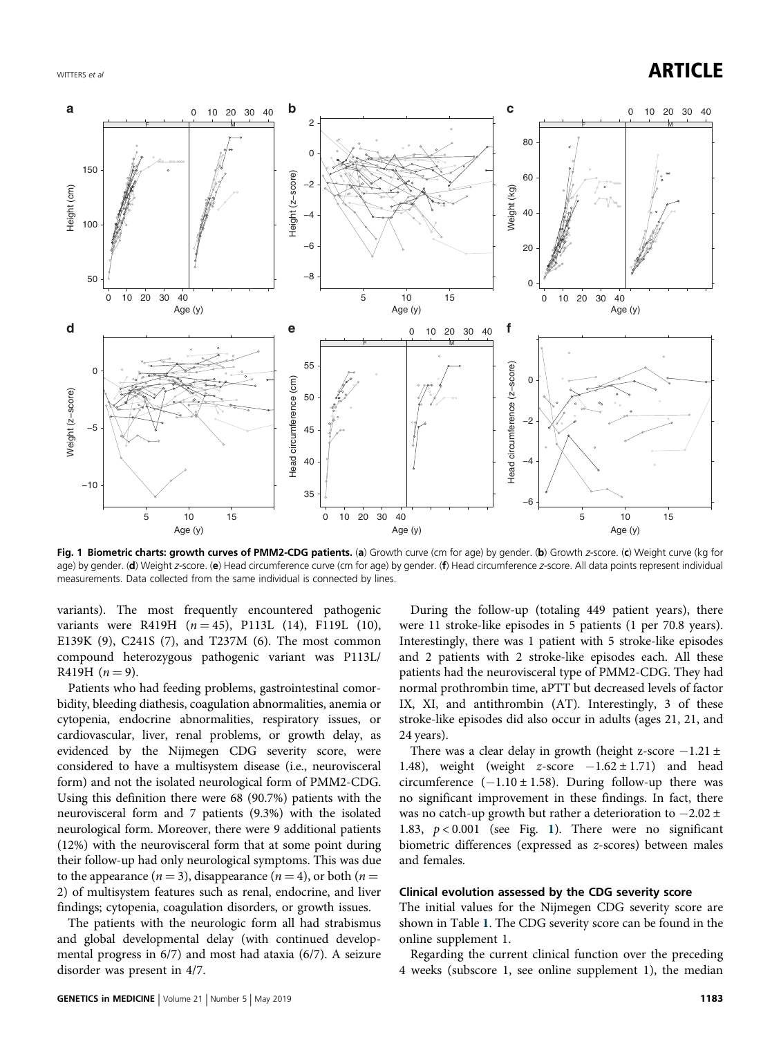**Fig. 1 Biometric charts: growth curves of PMM2-CDG patients.** (**a**) Growth curve (cm for age) by gender. (**b**) Growth *z*-score. (**c**) Weight curve (kg for age) by gender. (**d**) Weight *z*-score. (**e**) Head circumference curve (cm for age) by gender. (**f**) Head circumference *z*-score. All data points represent individual measurements. Data collected from the same individual is connected by lines.

variants). The most frequently encountered pathogenic variants were R419H ($n = 45$), P113L (14), F119L (10), E139K (9), C241S (7), and T237M (6). The most common compound heterozygous pathogenic variant was P113L/R419H ($n = 9$).

Patients who had feeding problems, gastrointestinal comorbidity, bleeding diathesis, coagulation abnormalities, anemia or cytopenia, endocrine abnormalities, respiratory issues, or cardiovascular, liver, renal problems, or growth delay, as evidenced by the Nijmegen CDG severity score, were considered to have a multisystem disease (i.e., neurovisceral form) and not the isolated neurological form of PMM2-CDG. Using this definition there were 68 (90.7%) patients with the neurovisceral form and 7 patients (9.3%) with the isolated neurological form. Moreover, there were 9 additional patients (12%) with the neurovisceral form that at some point during their follow-up had only neurological symptoms. This was due to the appearance ($n = 3$), disappearance ($n = 4$), or both ($n = 2$) of multisystem features such as renal, endocrine, and liver findings; cytopenia, coagulation disorders, or growth issues.

The patients with the neurologic form all had strabismus and global developmental delay (with continued developmental progress in 6/7) and most had ataxia (6/7). A seizure disorder was present in 4/7.

During the follow-up (totaling 449 patient years), there were 11 stroke-like episodes in 5 patients (1 per 70.8 years). Interestingly, there was 1 patient with 5 stroke-like episodes and 2 patients with 2 stroke-like episodes each. All these patients had the neurovisceral type of PMM2-CDG. They had normal prothrombin time, aPTT but decreased levels of factor IX, XI, and antithrombin (AT). Interestingly, 3 of these stroke-like episodes did also occur in adults (ages 21, 21, and 24 years).

There was a clear delay in growth (height z-score $-1.21 \pm 1.48$), weight (weight *z*-score $-1.62 \pm 1.71$) and head circumference ($-1.10 \pm 1.58$). During follow-up there was no significant improvement in these findings. In fact, there was no catch-up growth but rather a deterioration to $-2.02 \pm 1.83$, $p < 0.001$ (see Fig. 1). There were no significant biometric differences (expressed as *z*-scores) between males and females.

### Clinical evolution assessed by the CDG severity score

The initial values for the Nijmegen CDG severity score are shown in Table 1. The CDG severity score can be found in the online supplement 1.

Regarding the current clinical function over the preceding 4 weeks (subscore 1, see online supplement 1), the median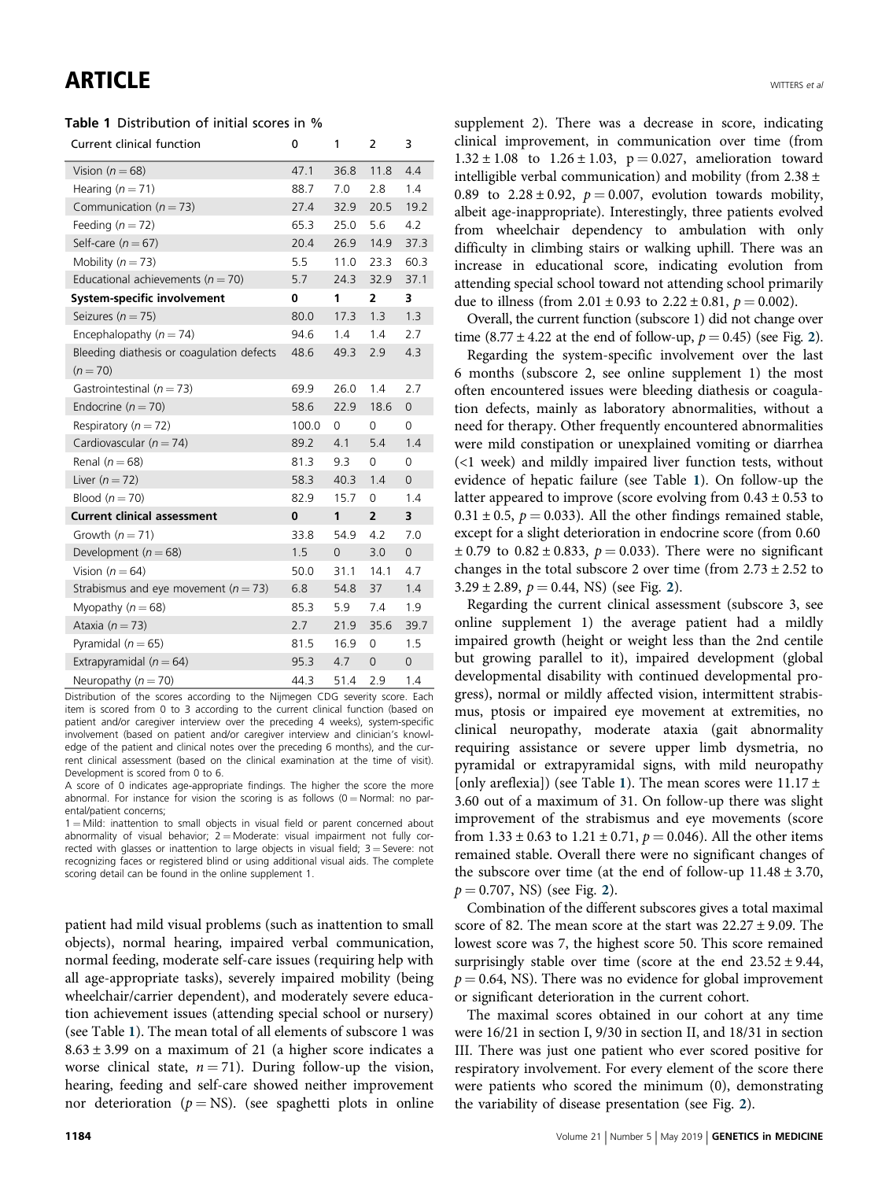**Table 1** Distribution of initial scores in %

| Current clinical function | 0 | 1 | 2 | 3 |
|---|---|---|---|---|
| Vision ($n = 68$) | 47.1 | 36.8 | 11.8 | 4.4 |
| Hearing ($n = 71$) | 88.7 | 7.0 | 2.8 | 1.4 |
| Communication ($n = 73$) | 27.4 | 32.9 | 20.5 | 19.2 |
| Feeding ($n = 72$) | 65.3 | 25.0 | 5.6 | 4.2 |
| Self-care ($n = 67$) | 20.4 | 26.9 | 14.9 | 37.3 |
| Mobility ($n = 73$) | 5.5 | 11.0 | 23.3 | 60.3 |
| Educational achievements ($n = 70$) | 5.7 | 24.3 | 32.9 | 37.1 |
| **System-specific involvement** | **0** | **1** | **2** | **3** |
| Seizures ($n = 75$) | 80.0 | 17.3 | 1.3 | 1.3 |
| Encephalopathy ($n = 74$) | 94.6 | 1.4 | 1.4 | 2.7 |
| Bleeding diathesis or coagulation defects ($n = 70$) | 48.6 | 49.3 | 2.9 | 4.3 |
| Gastrointestinal ($n = 73$) | 69.9 | 26.0 | 1.4 | 2.7 |
| Endocrine ($n = 70$) | 58.6 | 22.9 | 18.6 | 0 |
| Respiratory ($n = 72$) | 100.0 | 0 | 0 | 0 |
| Cardiovascular ($n = 74$) | 89.2 | 4.1 | 5.4 | 1.4 |
| Renal ($n = 68$) | 81.3 | 9.3 | 0 | 0 |
| Liver ($n = 72$) | 58.3 | 40.3 | 1.4 | 0 |
| Blood ($n = 70$) | 82.9 | 15.7 | 0 | 1.4 |
| **Current clinical assessment** | **0** | **1** | **2** | **3** |
| Growth ($n = 71$) | 33.8 | 54.9 | 4.2 | 7.0 |
| Development ($n = 68$) | 1.5 | 0 | 3.0 | 0 |
| Vision ($n = 64$) | 50.0 | 31.1 | 14.1 | 4.7 |
| Strabismus and eye movement ($n = 73$) | 6.8 | 54.8 | 37 | 1.4 |
| Myopathy ($n = 68$) | 85.3 | 5.9 | 7.4 | 1.9 |
| Ataxia ($n = 73$) | 2.7 | 21.9 | 35.6 | 39.7 |
| Pyramidal ($n = 65$) | 81.5 | 16.9 | 0 | 1.5 |
| Extrapyramidal ($n = 64$) | 95.3 | 4.7 | 0 | 0 |
| Neuropathy ($n = 70$) | 44.3 | 51.4 | 2.9 | 1.4 |

Distribution of the scores according to the Nijmegen CDG severity score. Each item is scored from 0 to 3 according to the current clinical function (based on patient and/or caregiver interview over the preceding 4 weeks), system-specific involvement (based on patient and/or caregiver interview and clinician's knowledge of the patient and clinical notes over the preceding 6 months), and the current clinical assessment (based on the clinical examination at the time of visit). Development is scored from 0 to 6.

A score of 0 indicates age-appropriate findings. The higher the score the more abnormal. For instance for vision the scoring is as follows (0 = Normal: no parental/patient concerns;

1 = Mild: inattention to small objects in visual field or parent concerned about abnormality of visual behavior; 2 = Moderate: visual impairment not fully corrected with glasses or inattention to large objects in visual field; 3 = Severe: not recognizing faces or registered blind or using additional visual aids. The complete scoring detail can be found in the online supplement 1.

patient had mild visual problems (such as inattention to small objects), normal hearing, impaired verbal communication, normal feeding, moderate self-care issues (requiring help with all age-appropriate tasks), severely impaired mobility (being wheelchair/carrier dependent), and moderately severe education achievement issues (attending special school or nursery) (see Table 1). The mean total of all elements of subscore 1 was $8.63 \pm 3.99$ on a maximum of 21 (a higher score indicates a worse clinical state, $n = 71$). During follow-up the vision, hearing, feeding and self-care showed neither improvement nor deterioration ($p =$ NS). (see spaghetti plots in online supplement 2). There was a decrease in score, indicating clinical improvement, in communication over time (from $1.32 \pm 1.08$ to $1.26 \pm 1.03$, $p = 0.027$, amelioration toward intelligible verbal communication) and mobility (from $2.38 \pm 0.89$ to $2.28 \pm 0.92$, $p = 0.007$, evolution towards mobility, albeit age-inappropriate). Interestingly, three patients evolved from wheelchair dependency to ambulation with only difficulty in climbing stairs or walking uphill. There was an increase in educational score, indicating evolution from attending special school toward not attending school primarily due to illness (from $2.01 \pm 0.93$ to $2.22 \pm 0.81$, $p = 0.002$).

Overall, the current function (subscore 1) did not change over time ($8.77 \pm 4.22$ at the end of follow-up, $p = 0.45$) (see Fig. 2).

Regarding the system-specific involvement over the last 6 months (subscore 2, see online supplement 1) the most often encountered issues were bleeding diathesis or coagulation defects, mainly as laboratory abnormalities, without a need for therapy. Other frequently encountered abnormalities were mild constipation or unexplained vomiting or diarrhea (<1 week) and mildly impaired liver function tests, without evidence of hepatic failure (see Table 1). On follow-up the latter appeared to improve (score evolving from $0.43 \pm 0.53$ to $0.31 \pm 0.5$, $p = 0.033$). All the other findings remained stable, except for a slight deterioration in endocrine score (from $0.60 \pm 0.79$ to $0.82 \pm 0.833$, $p = 0.033$). There were no significant changes in the total subscore 2 over time (from $2.73 \pm 2.52$ to $3.29 \pm 2.89$, $p = 0.44$, NS) (see Fig. 2).

Regarding the current clinical assessment (subscore 3, see online supplement 1) the average patient had a mildly impaired growth (height or weight less than the 2nd centile but growing parallel to it), impaired development (global developmental disability with continued developmental progress), normal or mildly affected vision, intermittent strabismus, ptosis or impaired eye movement at extremities, no clinical neuropathy, moderate ataxia (gait abnormality requiring assistance or severe upper limb dysmetria, no pyramidal or extrapyramidal signs, with mild neuropathy [only areflexia]) (see Table 1). The mean scores were $11.17 \pm 3.60$ out of a maximum of 31. On follow-up there was slight improvement of the strabismus and eye movements (score from $1.33 \pm 0.63$ to $1.21 \pm 0.71$, $p = 0.046$). All the other items remained stable. Overall there were no significant changes of the subscore over time (at the end of follow-up $11.48 \pm 3.70$, $p = 0.707$, NS) (see Fig. 2).

Combination of the different subscores gives a total maximal score of 82. The mean score at the start was $22.27 \pm 9.09$. The lowest score was 7, the highest score 50. This score remained surprisingly stable over time (score at the end $23.52 \pm 9.44$, $p = 0.64$, NS). There was no evidence for global improvement or significant deterioration in the current cohort.

The maximal scores obtained in our cohort at any time were 16/21 in section I, 9/30 in section II, and 18/31 in section III. There was just one patient who ever scored positive for respiratory involvement. For every element of the score there were patients who scored the minimum (0), demonstrating the variability of disease presentation (see Fig. 2).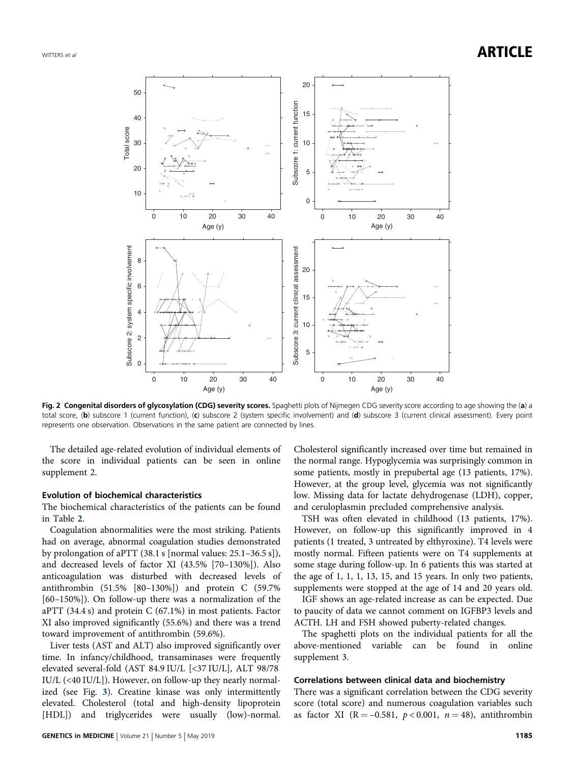Fig. 2 **Congenital disorders of glycosylation (CDG) severity scores.** Spaghetti plots of Nijmegen CDG severity score according to age showing the (**a**) a total score, (**b**) subscore 1 (current function), (**c**) subscore 2 (system specific involvement) and (**d**) subscore 3 (current clinical assessment). Every point represents one observation. Observations in the same patient are connected by lines.

The detailed age-related evolution of individual elements of the score in individual patients can be seen in online supplement 2.

### Evolution of biochemical characteristics

The biochemical characteristics of the patients can be found in Table 2.

Coagulation abnormalities were the most striking. Patients had on average, abnormal coagulation studies demonstrated by prolongation of aPTT (38.1 s [normal values: 25.1–36.5 s]), and decreased levels of factor XI (43.5% [70–130%]). Also anticoagulation was disturbed with decreased levels of antithrombin (51.5% [80–130%]) and protein C (59.7% [60–150%]). On follow-up there was a normalization of the aPTT (34.4 s) and protein C (67.1%) in most patients. Factor XI also improved significantly (55.6%) and there was a trend toward improvement of antithrombin (59.6%).

Liver tests (AST and ALT) also improved significantly over time. In infancy/childhood, transaminases were frequently elevated several-fold (AST 84.9 IU/L [<37 IU/L], ALT 98/78 IU/L (<40 IU/L]). However, on follow-up they nearly normalized (see Fig. 3). Creatine kinase was only intermittently elevated. Cholesterol (total and high-density lipoprotein [HDL]) and triglycerides were usually (low)-normal. Cholesterol significantly increased over time but remained in the normal range. Hypoglycemia was surprisingly common in some patients, mostly in prepubertal age (13 patients, 17%). However, at the group level, glycemia was not significantly low. Missing data for lactate dehydrogenase (LDH), copper, and ceruloplasmin precluded comprehensive analysis.

TSH was often elevated in childhood (13 patients, 17%). However, on follow-up this significantly improved in 4 patients (1 treated, 3 untreated by elthyroxine). T4 levels were mostly normal. Fifteen patients were on T4 supplements at some stage during follow-up. In 6 patients this was started at the age of 1, 1, 1, 13, 15, and 15 years. In only two patients, supplements were stopped at the age of 14 and 20 years old.

IGF shows an age-related increase as can be expected. Due to paucity of data we cannot comment on IGFBP3 levels and ACTH. LH and FSH showed puberty-related changes.

The spaghetti plots on the individual patients for all the above-mentioned variable can be found in online supplement 3.

### Correlations between clinical data and biochemistry

There was a significant correlation between the CDG severity score (total score) and numerous coagulation variables such as factor XI ($R = -0.581$, $p < 0.001$, $n = 48$), antithrombin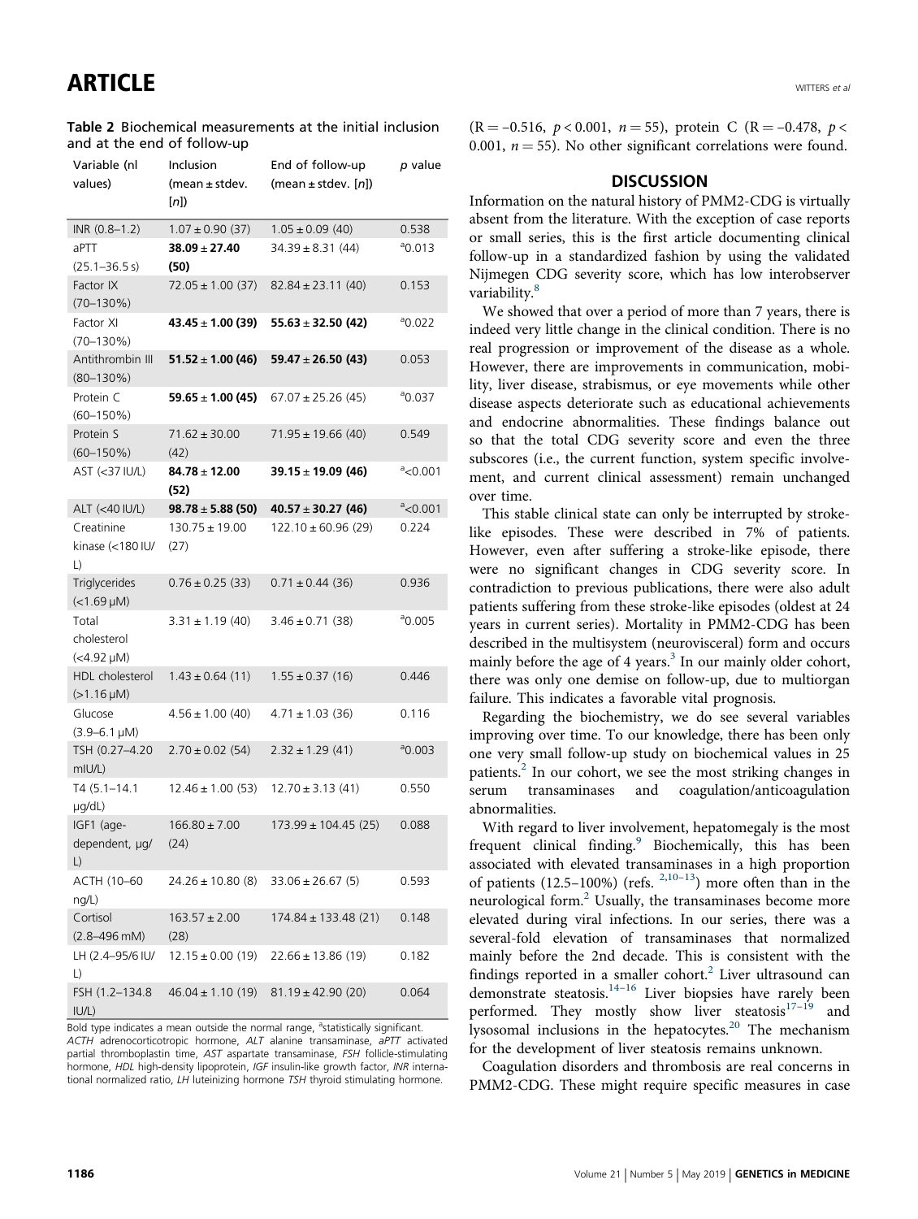**Table 2** Biochemical measurements at the initial inclusion and at the end of follow-up

| Variable (nl values) | Inclusion (mean ± stdev. [n]) | End of follow-up (mean ± stdev. [n]) | p value |
|---|---|---|---|
| INR (0.8–1.2) | 1.07 ± 0.90 (37) | 1.05 ± 0.09 (40) | 0.538 |
| aPTT (25.1–36.5 s) | **38.09 ± 27.40 (50)** | 34.39 ± 8.31 (44) | [a]0.013 |
| Factor IX (70–130%) | 72.05 ± 1.00 (37) | 82.84 ± 23.11 (40) | 0.153 |
| Factor XI (70–130%) | **43.45 ± 1.00 (39)** | **55.63 ± 32.50 (42)** | [a]0.022 |
| Antithrombin III (80–130%) | **51.52 ± 1.00 (46)** | **59.47 ± 26.50 (43)** | 0.053 |
| Protein C (60–150%) | **59.65 ± 1.00 (45)** | 67.07 ± 25.26 (45) | [a]0.037 |
| Protein S (60–150%) | 71.62 ± 30.00 (42) | 71.95 ± 19.66 (40) | 0.549 |
| AST (<37 IU/L) | **84.78 ± 12.00 (52)** | **39.15 ± 19.09 (46)** | [a]<0.001 |
| ALT (<40 IU/L) | **98.78 ± 5.88 (50)** | **40.57 ± 30.27 (46)** | [a]<0.001 |
| Creatinine kinase (<180 IU/L) | 130.75 ± 19.00 (27) | 122.10 ± 60.96 (29) | 0.224 |
| Triglycerides (<1.69 µM) | 0.76 ± 0.25 (33) | 0.71 ± 0.44 (36) | 0.936 |
| Total cholesterol (<4.92 µM) | 3.31 ± 1.19 (40) | 3.46 ± 0.71 (38) | [a]0.005 |
| HDL cholesterol (>1.16 µM) | 1.43 ± 0.64 (11) | 1.55 ± 0.37 (16) | 0.446 |
| Glucose (3.9–6.1 µM) | 4.56 ± 1.00 (40) | 4.71 ± 1.03 (36) | 0.116 |
| TSH (0.27–4.20 mIU/L) | 2.70 ± 0.02 (54) | 2.32 ± 1.29 (41) | [a]0.003 |
| T4 (5.1–14.1 µg/dL) | 12.46 ± 1.00 (53) | 12.70 ± 3.13 (41) | 0.550 |
| IGF1 (age-dependent, µg/L) | 166.80 ± 7.00 (24) | 173.99 ± 104.45 (25) | 0.088 |
| ACTH (10–60 ng/L) | 24.26 ± 10.80 (8) | 33.06 ± 26.67 (5) | 0.593 |
| Cortisol (2.8–496 mM) | 163.57 ± 2.00 (28) | 174.84 ± 133.48 (21) | 0.148 |
| LH (2.4–95/6 IU/L) | 12.15 ± 0.00 (19) | 22.66 ± 13.86 (19) | 0.182 |
| FSH (1.2–134.8 IU/L) | 46.04 ± 1.10 (19) | 81.19 ± 42.90 (20) | 0.064 |

Bold type indicates a mean outside the normal range, [a]statistically significant.
*ACTH* adrenocorticotropic hormone, *ALT* alanine transaminase, *aPTT* activated partial thromboplastin time, *AST* aspartate transaminase, *FSH* follicle-stimulating hormone, *HDL* high-density lipoprotein, *IGF* insulin-like growth factor, *INR* international normalized ratio, *LH* luteinizing hormone *TSH* thyroid stimulating hormone.

($R = -0.516$, $p < 0.001$, $n = 55$), protein C ($R = -0.478$, $p < 0.001$, $n = 55$). No other significant correlations were found.

## DISCUSSION

Information on the natural history of PMM2-CDG is virtually absent from the literature. With the exception of case reports or small series, this is the first article documenting clinical follow-up in a standardized fashion by using the validated Nijmegen CDG severity score, which has low interobserver variability.[8]

We showed that over a period of more than 7 years, there is indeed very little change in the clinical condition. There is no real progression or improvement of the disease as a whole. However, there are improvements in communication, mobility, liver disease, strabismus, or eye movements while other disease aspects deteriorate such as educational achievements and endocrine abnormalities. These findings balance out so that the total CDG severity score and even the three subscores (i.e., the current function, system specific involvement, and current clinical assessment) remain unchanged over time.

This stable clinical state can only be interrupted by stroke-like episodes. These were described in 7% of patients. However, even after suffering a stroke-like episode, there were no significant changes in CDG severity score. In contradiction to previous publications, there were also adult patients suffering from these stroke-like episodes (oldest at 24 years in current series). Mortality in PMM2-CDG has been described in the multisystem (neurovisceral) form and occurs mainly before the age of 4 years.[3] In our mainly older cohort, there was only one demise on follow-up, due to multiorgan failure. This indicates a favorable vital prognosis.

Regarding the biochemistry, we do see several variables improving over time. To our knowledge, there has been only one very small follow-up study on biochemical values in 25 patients.[2] In our cohort, we see the most striking changes in serum transaminases and coagulation/anticoagulation abnormalities.

With regard to liver involvement, hepatomegaly is the most frequent clinical finding.[9] Biochemically, this has been associated with elevated transaminases in a high proportion of patients (12.5–100%) (refs. [2,10–13]) more often than in the neurological form.[2] Usually, the transaminases become more elevated during viral infections. In our series, there was a several-fold elevation of transaminases that normalized mainly before the 2nd decade. This is consistent with the findings reported in a smaller cohort.[2] Liver ultrasound can demonstrate steatosis.[14–16] Liver biopsies have rarely been performed. They mostly show liver steatosis[17–19] and lysosomal inclusions in the hepatocytes.[20] The mechanism for the development of liver steatosis remains unknown.

Coagulation disorders and thrombosis are real concerns in PMM2-CDG. These might require specific measures in case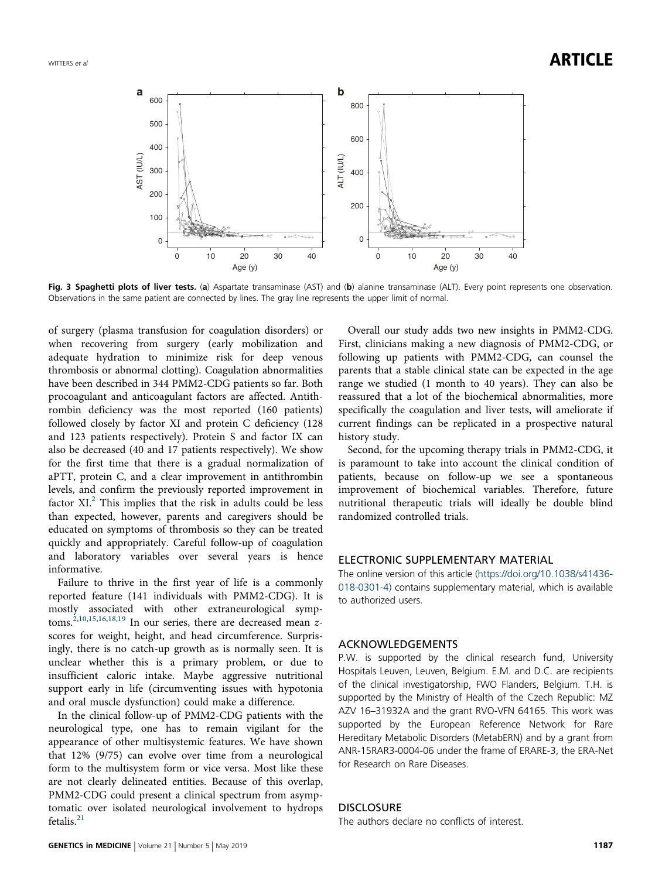**Fig. 3 Spaghetti plots of liver tests.** (**a**) Aspartate transaminase (AST) and (**b**) alanine transaminase (ALT). Every point represents one observation. Observations in the same patient are connected by lines. The gray line represents the upper limit of normal.

of surgery (plasma transfusion for coagulation disorders) or when recovering from surgery (early mobilization and adequate hydration to minimize risk for deep venous thrombosis or abnormal clotting). Coagulation abnormalities have been described in 344 PMM2-CDG patients so far. Both procoagulant and anticoagulant factors are affected. Antithrombin deficiency was the most reported (160 patients) followed closely by factor XI and protein C deficiency (128 and 123 patients respectively). Protein S and factor IX can also be decreased (40 and 17 patients respectively). We show for the first time that there is a gradual normalization of aPTT, protein C, and a clear improvement in antithrombin levels, and confirm the previously reported improvement in factor XI.[2] This implies that the risk in adults could be less than expected, however, parents and caregivers should be educated on symptoms of thrombosis so they can be treated quickly and appropriately. Careful follow-up of coagulation and laboratory variables over several years is hence informative.

Failure to thrive in the first year of life is a commonly reported feature (141 individuals with PMM2-CDG). It is mostly associated with other extraneurological symptoms.[2,10,15,16,18,19] In our series, there are decreased mean z-scores for weight, height, and head circumference. Surprisingly, there is no catch-up growth as is normally seen. It is unclear whether this is a primary problem, or due to insufficient caloric intake. Maybe aggressive nutritional support early in life (circumventing issues with hypotonia and oral muscle dysfunction) could make a difference.

In the clinical follow-up of PMM2-CDG patients with the neurological type, one has to remain vigilant for the appearance of other multisystemic features. We have shown that 12% (9/75) can evolve over time from a neurological form to the multisystem form or vice versa. Most like these are not clearly delineated entities. Because of this overlap, PMM2-CDG could present a clinical spectrum from asymptomatic over isolated neurological involvement to hydrops fetalis.[21]

Overall our study adds two new insights in PMM2-CDG. First, clinicians making a new diagnosis of PMM2-CDG, or following up patients with PMM2-CDG, can counsel the parents that a stable clinical state can be expected in the age range we studied (1 month to 40 years). They can also be reassured that a lot of the biochemical abnormalities, more specifically the coagulation and liver tests, will ameliorate if current findings can be replicated in a prospective natural history study.

Second, for the upcoming therapy trials in PMM2-CDG, it is paramount to take into account the clinical condition of patients, because on follow-up we see a spontaneous improvement of biochemical variables. Therefore, future nutritional therapeutic trials will ideally be double blind randomized controlled trials.

## ELECTRONIC SUPPLEMENTARY MATERIAL

The online version of this article (https://doi.org/10.1038/s41436-018-0301-4) contains supplementary material, which is available to authorized users.

## ACKNOWLEDGEMENTS

P.W. is supported by the clinical research fund, University Hospitals Leuven, Leuven, Belgium. E.M. and D.C. are recipients of the clinical investigatorship, FWO Flanders, Belgium. T.H. is supported by the Ministry of Health of the Czech Republic: MZ AZV 16–31932A and the grant RVO-VFN 64165. This work was supported by the European Reference Network for Rare Hereditary Metabolic Disorders (MetabERN) and by a grant from ANR-15RAR3-0004-06 under the frame of ERARE-3, the ERA-Net for Research on Rare Diseases.

## DISCLOSURE

The authors declare no conflicts of interest.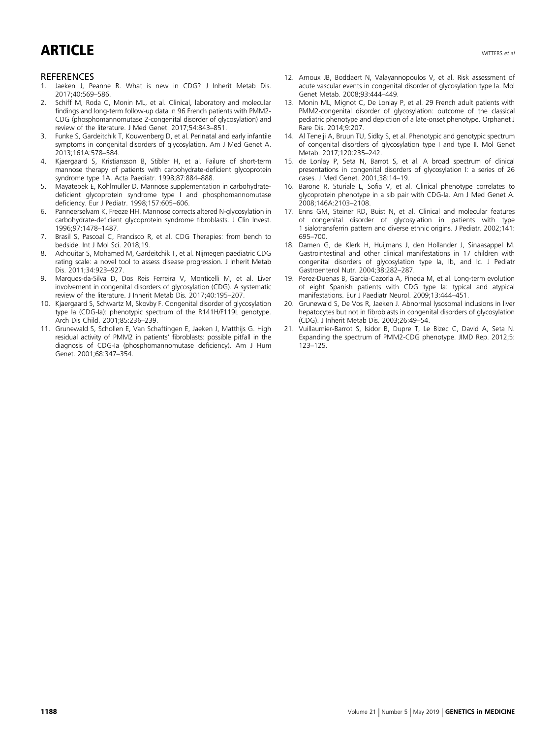## REFERENCES

1. Jaeken J, Peanne R. What is new in CDG? J Inherit Metab Dis. 2017;40:569–586.
2. Schiff M, Roda C, Monin ML, et al. Clinical, laboratory and molecular findings and long-term follow-up data in 96 French patients with PMM2-CDG (phosphomannomutase 2-congenital disorder of glycosylation) and review of the literature. J Med Genet. 2017;54:843–851.
3. Funke S, Gardeitchik T, Kouwenberg D, et al. Perinatal and early infantile symptoms in congenital disorders of glycosylation. Am J Med Genet A. 2013;161A:578–584.
4. Kjaergaard S, Kristiansson B, Stibler H, et al. Failure of short-term mannose therapy of patients with carbohydrate-deficient glycoprotein syndrome type 1A. Acta Paediatr. 1998;87:884–888.
5. Mayatepek E, Kohlmuller D. Mannose supplementation in carbohydrate-deficient glycoprotein syndrome type I and phosphomannomutase deficiency. Eur J Pediatr. 1998;157:605–606.
6. Panneerselvam K, Freeze HH. Mannose corrects altered N-glycosylation in carbohydrate-deficient glycoprotein syndrome fibroblasts. J Clin Invest. 1996;97:1478–1487.
7. Brasil S, Pascoal C, Francisco R, et al. CDG Therapies: from bench to bedside. Int J Mol Sci. 2018;19.
8. Achouitar S, Mohamed M, Gardeitchik T, et al. Nijmegen paediatric CDG rating scale: a novel tool to assess disease progression. J Inherit Metab Dis. 2011;34:923–927.
9. Marques-da-Silva D, Dos Reis Ferreira V, Monticelli M, et al. Liver involvement in congenital disorders of glycosylation (CDG). A systematic review of the literature. J Inherit Metab Dis. 2017;40:195–207.
10. Kjaergaard S, Schwartz M, Skovby F. Congenital disorder of glycosylation type Ia (CDG-Ia): phenotypic spectrum of the R141H/F119L genotype. Arch Dis Child. 2001;85:236–239.
11. Grunewald S, Schollen E, Van Schaftingen E, Jaeken J, Matthijs G. High residual activity of PMM2 in patients' fibroblasts: possible pitfall in the diagnosis of CDG-Ia (phosphomannomutase deficiency). Am J Hum Genet. 2001;68:347–354.
12. Arnoux JB, Boddaert N, Valayannopoulos V, et al. Risk assessment of acute vascular events in congenital disorder of glycosylation type Ia. Mol Genet Metab. 2008;93:444–449.
13. Monin ML, Mignot C, De Lonlay P, et al. 29 French adult patients with PMM2-congenital disorder of glycosylation: outcome of the classical pediatric phenotype and depiction of a late-onset phenotype. Orphanet J Rare Dis. 2014;9:207.
14. Al Teneiji A, Bruun TU, Sidky S, et al. Phenotypic and genotypic spectrum of congenital disorders of glycosylation type I and type II. Mol Genet Metab. 2017;120:235–242.
15. de Lonlay P, Seta N, Barrot S, et al. A broad spectrum of clinical presentations in congenital disorders of glycosylation I: a series of 26 cases. J Med Genet. 2001;38:14–19.
16. Barone R, Sturiale L, Sofia V, et al. Clinical phenotype correlates to glycoprotein phenotype in a sib pair with CDG-Ia. Am J Med Genet A. 2008;146A:2103–2108.
17. Enns GM, Steiner RD, Buist N, et al. Clinical and molecular features of congenital disorder of glycosylation in patients with type 1 sialotransferrin pattern and diverse ethnic origins. J Pediatr. 2002;141: 695–700.
18. Damen G, de Klerk H, Huijmans J, den Hollander J, Sinaasappel M. Gastrointestinal and other clinical manifestations in 17 children with congenital disorders of glycosylation type Ia, Ib, and Ic. J Pediatr Gastroenterol Nutr. 2004;38:282–287.
19. Perez-Duenas B, Garcia-Cazorla A, Pineda M, et al. Long-term evolution of eight Spanish patients with CDG type Ia: typical and atypical manifestations. Eur J Paediatr Neurol. 2009;13:444–451.
20. Grunewald S, De Vos R, Jaeken J. Abnormal lysosomal inclusions in liver hepatocytes but not in fibroblasts in congenital disorders of glycosylation (CDG). J Inherit Metab Dis. 2003;26:49–54.
21. Vuillaumier-Barrot S, Isidor B, Dupre T, Le Bizec C, David A, Seta N. Expanding the spectrum of PMM2-CDG phenotype. JIMD Rep. 2012;5: 123–125.